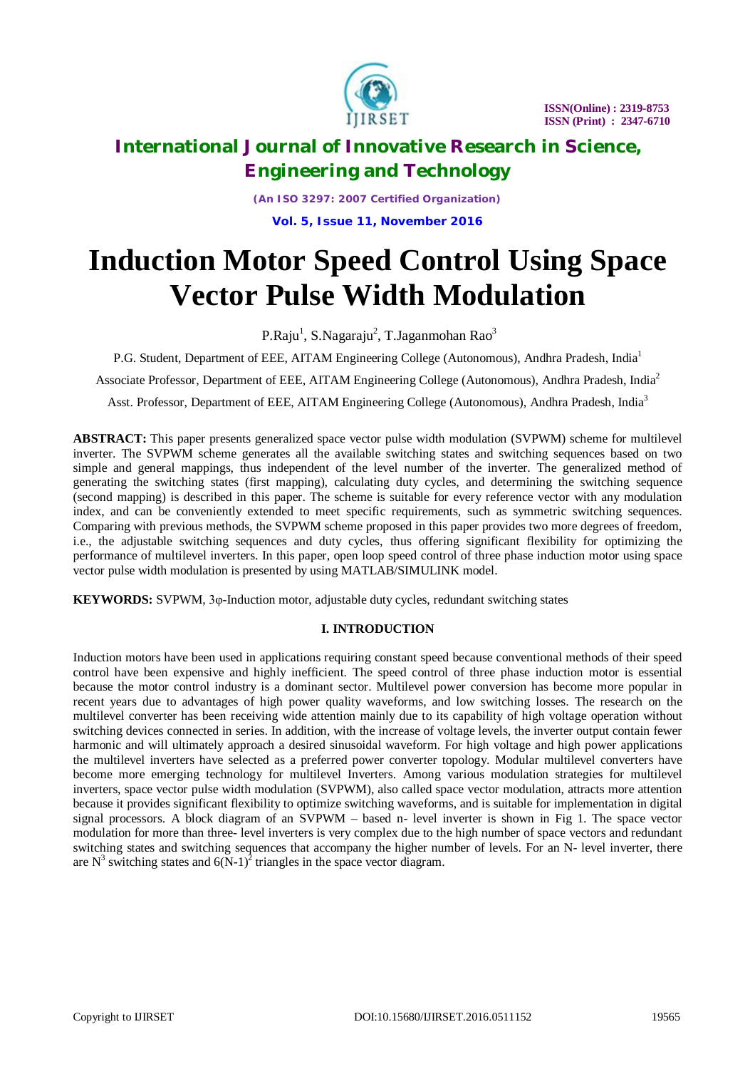# Induction Motor Speed Control Using Space Vector Pulse Width Modulation

P.Raju[1], S.Nagaraju[2], T.Jaganmohan Rao[3]

P.G. Student, Department of EEE, AITAM Engineering College (Autonomous), Andhra Pradesh, India[1]

Associate Professor, Department of EEE, AITAM Engineering College (Autonomous), Andhra Pradesh, India[2]

Asst. Professor, Department of EEE, AITAM Engineering College (Autonomous), Andhra Pradesh, India[3]

**ABSTRACT:** This paper presents generalized space vector pulse width modulation (SVPWM) scheme for multilevel inverter. The SVPWM scheme generates all the available switching states and switching sequences based on two simple and general mappings, thus independent of the level number of the inverter. The generalized method of generating the switching states (first mapping), calculating duty cycles, and determining the switching sequence (second mapping) is described in this paper. The scheme is suitable for every reference vector with any modulation index, and can be conveniently extended to meet specific requirements, such as symmetric switching sequences. Comparing with previous methods, the SVPWM scheme proposed in this paper provides two more degrees of freedom, i.e., the adjustable switching sequences and duty cycles, thus offering significant flexibility for optimizing the performance of multilevel inverters. In this paper, open loop speed control of three phase induction motor using space vector pulse width modulation is presented by using MATLAB/SIMULINK model.

**KEYWORDS:** SVPWM, 3φ-Induction motor, adjustable duty cycles, redundant switching states

## I. INTRODUCTION

Induction motors have been used in applications requiring constant speed because conventional methods of their speed control have been expensive and highly inefficient. The speed control of three phase induction motor is essential because the motor control industry is a dominant sector. Multilevel power conversion has become more popular in recent years due to advantages of high power quality waveforms, and low switching losses. The research on the multilevel converter has been receiving wide attention mainly due to its capability of high voltage operation without switching devices connected in series. In addition, with the increase of voltage levels, the inverter output contain fewer harmonic and will ultimately approach a desired sinusoidal waveform. For high voltage and high power applications the multilevel inverters have selected as a preferred power converter topology. Modular multilevel converters have become more emerging technology for multilevel Inverters. Among various modulation strategies for multilevel inverters, space vector pulse width modulation (SVPWM), also called space vector modulation, attracts more attention because it provides significant flexibility to optimize switching waveforms, and is suitable for implementation in digital signal processors. A block diagram of an SVPWM – based n- level inverter is shown in Fig 1. The space vector modulation for more than three- level inverters is very complex due to the high number of space vectors and redundant switching states and switching sequences that accompany the higher number of levels. For an N- level inverter, there are $N^3$ switching states and $6(N-1)^2$ triangles in the space vector diagram.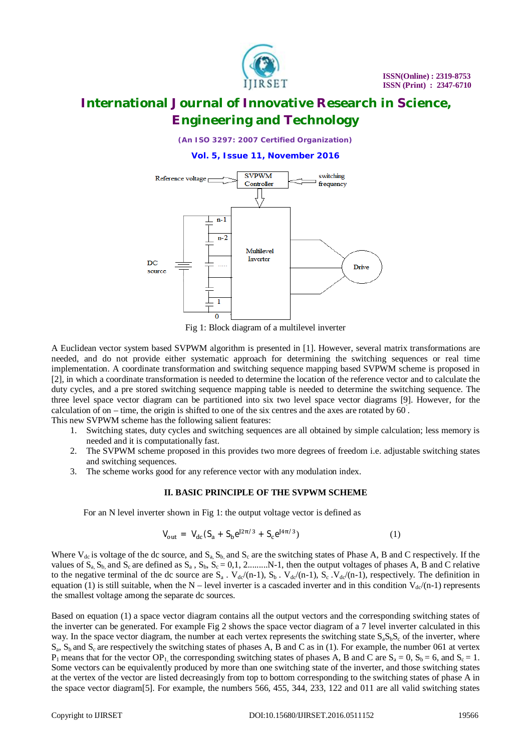Fig 1: Block diagram of a multilevel inverter

A Euclidean vector system based SVPWM algorithm is presented in [1]. However, several matrix transformations are needed, and do not provide either systematic approach for determining the switching sequences or real time implementation. A coordinate transformation and switching sequence mapping based SVPWM scheme is proposed in [2], in which a coordinate transformation is needed to determine the location of the reference vector and to calculate the duty cycles, and a pre stored switching sequence mapping table is needed to determine the switching sequence. The three level space vector diagram can be partitioned into six two level space vector diagrams [9]. However, for the calculation of on – time, the origin is shifted to one of the six centres and the axes are rotated by 60 .
This new SVPWM scheme has the following salient features:

1. Switching states, duty cycles and switching sequences are all obtained by simple calculation; less memory is needed and it is computationally fast.
2. The SVPWM scheme proposed in this provides two more degrees of freedom i.e. adjustable switching states and switching sequences.
3. The scheme works good for any reference vector with any modulation index.

## II. BASIC PRINCIPLE OF THE SVPWM SCHEME

For an N level inverter shown in Fig 1: the output voltage vector is defined as

$$V_{out} = V_{dc}(S_a + S_b e^{J2\pi/3} + S_c e^{J4\pi/3}) \qquad (1)$$

Where $V_{dc}$ is voltage of the dc source, and $S_a$, $S_b$, and $S_c$ are the switching states of Phase A, B and C respectively. If the values of $S_a$, $S_b$, and $S_c$ are defined as $S_a$ , $S_b$, $S_c$ = 0,1, 2.........N-1, then the output voltages of phases A, B and C relative to the negative terminal of the dc source are $S_a$ . $V_{dc}$/(n-1), $S_b$ . $V_{dc}$/(n-1), $S_c$ .$V_{dc}$/(n-1), respectively. The definition in equation (1) is still suitable, when the N – level inverter is a cascaded inverter and in this condition $V_{dc}$/(n-1) represents the smallest voltage among the separate dc sources.

Based on equation (1) a space vector diagram contains all the output vectors and the corresponding switching states of the inverter can be generated. For example Fig 2 shows the space vector diagram of a 7 level inverter calculated in this way. In the space vector diagram, the number at each vertex represents the switching state $S_aS_bS_c$ of the inverter, where $S_a$, $S_b$ and $S_c$ are respectively the switching states of phases A, B and C as in (1). For example, the number 061 at vertex $P_1$ means that for the vector $OP_1$, the corresponding switching states of phases A, B and C are $S_a$ = 0, $S_b$ = 6, and $S_c$ = 1. Some vectors can be equivalently produced by more than one switching state of the inverter, and those switching states at the vertex of the vector are listed decreasingly from top to bottom corresponding to the switching states of phase A in the space vector diagram[5]. For example, the numbers 566, 455, 344, 233, 122 and 011 are all valid switching states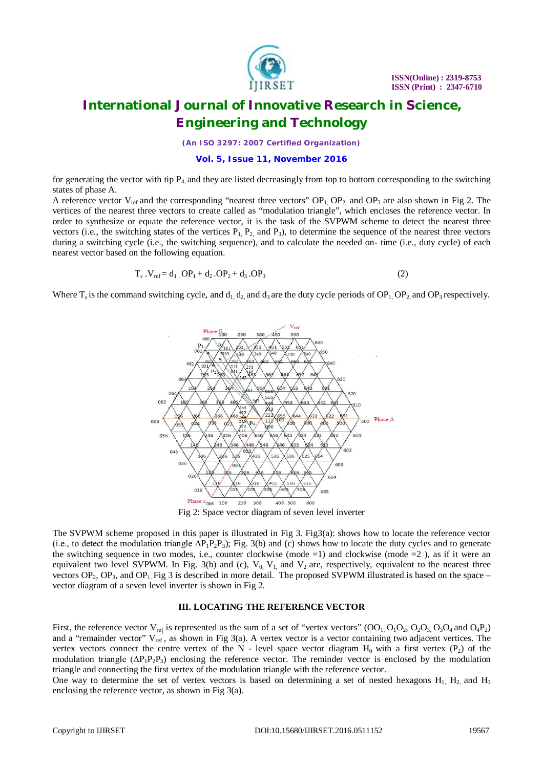for generating the vector with tip $P_4$ and they are listed decreasingly from top to bottom corresponding to the switching states of phase A.

A reference vector $V_{ref}$ and the corresponding "nearest three vectors" $OP_1$, $OP_2$, and $OP_3$ are also shown in Fig 2. The vertices of the nearest three vectors to create called as "modulation triangle", which encloses the reference vector. In order to synthesize or equate the reference vector, it is the task of the SVPWM scheme to detect the nearest three vectors (i.e., the switching states of the vertices $P_1$, $P_2$, and $P_3$), to determine the sequence of the nearest three vectors during a switching cycle (i.e., the switching sequence), and to calculate the needed on- time (i.e., duty cycle) of each nearest vector based on the following equation.

$$T_s \cdot V_{ref} = d_1 \cdot OP_1 + d_2 \cdot OP_2 + d_3 \cdot OP_3 \quad (2)$$

Where $T_s$ is the command switching cycle, and $d_1$, $d_2$, and $d_3$ are the duty cycle periods of $OP_1$, $OP_2$, and $OP_3$ respectively.

Fig 2: Space vector diagram of seven level inverter

The SVPWM scheme proposed in this paper is illustrated in Fig 3. Fig3(a): shows how to locate the reference vector (i.e., to detect the modulation triangle $\Delta P_1P_2P_3$); Fig. 3(b) and (c) shows how to locate the duty cycles and to generate the switching sequence in two modes, i.e., counter clockwise (mode =1) and clockwise (mode =2 ), as if it were an equivalent two level SVPWM. In Fig. 3(b) and (c), $V_0$, $V_1$, and $V_2$ are, respectively, equivalent to the nearest three vectors $OP_2$, $OP_3$, and $OP_1$. Fig 3 is described in more detail. The proposed SVPWM illustrated is based on the space – vector diagram of a seven level inverter is shown in Fig 2.

### III. LOCATING THE REFERENCE VECTOR

First, the reference vector $V_{ref}$ is represented as the sum of a set of "vertex vectors" ($OO_1$, $O_1O_2$, $O_2O_3$, $O_3O_4$ and $O_4P_2$) and a "remainder vector" $V_{ref}$', as shown in Fig 3(a). A vertex vector is a vector containing two adjacent vertices. The vertex vectors connect the centre vertex of the N - level space vector diagram $H_0$ with a first vertex ($P_2$) of the modulation triangle ($\Delta P_1P_2P_3$) enclosing the reference vector. The reminder vector is enclosed by the modulation triangle and connecting the first vertex of the modulation triangle with the reference vector.

One way to determine the set of vertex vectors is based on determining a set of nested hexagons $H_1$, $H_2$, and $H_3$ enclosing the reference vector, as shown in Fig 3(a).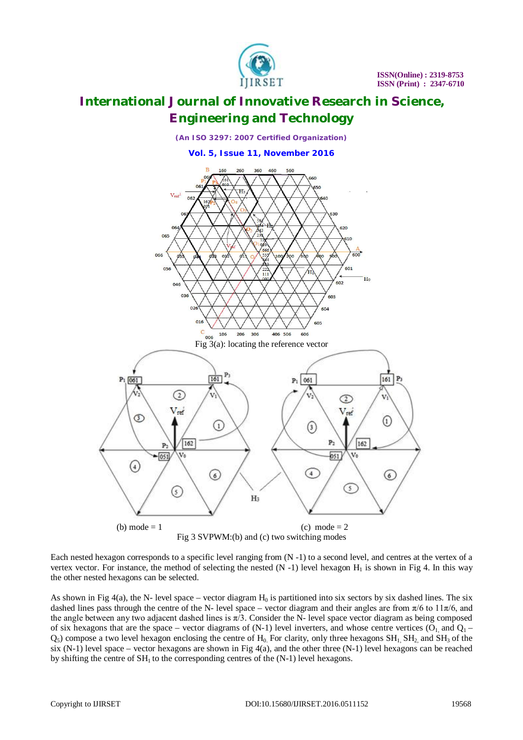Fig 3(a): locating the reference vector

(b) mode = 1　　　　　　(c) mode = 2

Fig 3 SVPWM:(b) and (c) two switching modes

Each nested hexagon corresponds to a specific level ranging from (N -1) to a second level, and centres at the vertex of a vertex vector. For instance, the method of selecting the nested (N -1) level hexagon $H_1$ is shown in Fig 4. In this way the other nested hexagons can be selected.

As shown in Fig 4(a), the N- level space – vector diagram $H_0$ is partitioned into six sectors by six dashed lines. The six dashed lines pass through the centre of the N- level space – vector diagram and their angles are from $\pi/6$ to $11\pi/6$, and the angle between any two adjacent dashed lines is $\pi/3$. Consider the N- level space vector diagram as being composed of six hexagons that are the space – vector diagrams of (N-1) level inverters, and whose centre vertices ($O_1$ and $Q_1$ – $Q_5$) compose a two level hexagon enclosing the centre of $H_0$. For clarity, only three hexagons $SH_1$, $SH_2$ and $SH_3$ of the six (N-1) level space – vector hexagons are shown in Fig 4(a), and the other three (N-1) level hexagons can be reached by shifting the centre of $SH_1$ to the corresponding centres of the (N-1) level hexagons.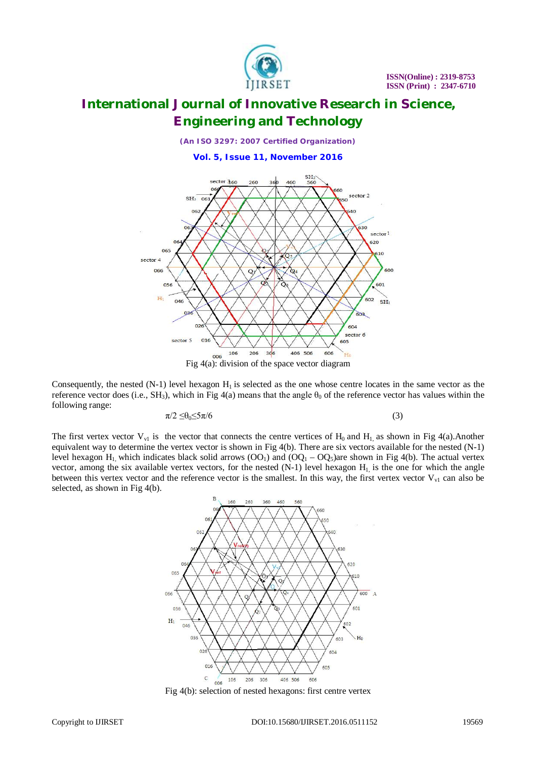Fig 4(a): division of the space vector diagram

Consequently, the nested (N-1) level hexagon $H_1$ is selected as the one whose centre locates in the same vector as the reference vector does (i.e., $SH_3$), which in Fig 4(a) means that the angle $\theta_0$ of the reference vector has values within the following range:

$$\pi/2 \leq \theta_0 \leq 5\pi/6 \tag{3}$$

The first vertex vector $V_{v1}$ is the vector that connects the centre vertices of $H_0$ and $H_1$, as shown in Fig 4(a). Another equivalent way to determine the vertex vector is shown in Fig 4(b). There are six vectors available for the nested (N-1) level hexagon $H_1$, which indicates black solid arrows ($OO_1$) and ($OQ_1 - OQ_5$) are shown in Fig 4(b). The actual vertex vector, among the six available vertex vectors, for the nested (N-1) level hexagon $H_1$ is the one for which the angle between this vertex vector and the reference vector is the smallest. In this way, the first vertex vector $V_{v1}$ can also be selected, as shown in Fig 4(b).

Fig 4(b): selection of nested hexagons: first centre vertex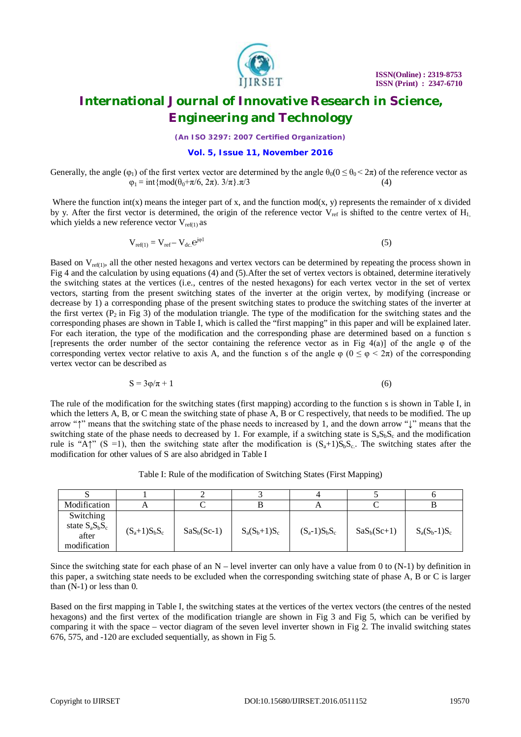Generally, the angle ($\varphi_1$) of the first vertex vector are determined by the angle $\theta_0(0 \le \theta_0 < 2\pi)$ of the reference vector as

$$\varphi_1 = \text{int}\{\text{mod}(\theta_0+\pi/6, 2\pi).\ 3/\pi\}.\pi/3 \quad (4)$$

Where the function int(x) means the integer part of x, and the function mod(x, y) represents the remainder of x divided by y. After the first vector is determined, the origin of the reference vector $V_{ref}$ is shifted to the centre vertex of $H_1$, which yields a new reference vector $V_{ref(1)}$ as

$$V_{ref(1)} = V_{ref} - V_{dc.}e^{j\varphi 1} \quad (5)$$

Based on $V_{ref(1)}$, all the other nested hexagons and vertex vectors can be determined by repeating the process shown in Fig 4 and the calculation by using equations (4) and (5).After the set of vertex vectors is obtained, determine iteratively the switching states at the vertices (i.e., centres of the nested hexagons) for each vertex vector in the set of vertex vectors, starting from the present switching states of the inverter at the origin vertex, by modifying (increase or decrease by 1) a corresponding phase of the present switching states to produce the switching states of the inverter at the first vertex ($P_2$ in Fig 3) of the modulation triangle. The type of the modification for the switching states and the corresponding phases are shown in Table I, which is called the "first mapping" in this paper and will be explained later. For each iteration, the type of the modification and the corresponding phase are determined based on a function s [represents the order number of the sector containing the reference vector as in Fig 4(a)] of the angle φ of the corresponding vertex vector relative to axis A, and the function s of the angle φ ($0 \le \varphi < 2\pi$) of the corresponding vertex vector can be described as

$$S = 3\varphi/\pi + 1 \quad (6)$$

The rule of the modification for the switching states (first mapping) according to the function s is shown in Table I, in which the letters A, B, or C mean the switching state of phase A, B or C respectively, that needs to be modified. The up arrow "↑" means that the switching state of the phase needs to increased by 1, and the down arrow "↓" means that the switching state of the phase needs to decreased by 1. For example, if a switching state is $S_aS_bS_c$ and the modification rule is "A↑" (S =1), then the switching state after the modification is $(S_a+1)S_bS_c$. The switching states after the modification for other values of S are also abridged in Table I

Table I: Rule of the modification of Switching States (First Mapping)

| S | 1 | 2 | 3 | 4 | 5 | 6 |
|---|---|---|---|---|---|---|
| Modification | A | C | B | A | C | B |
| Switching state $S_aS_bS_c$ after modification | $(S_a+1)S_bS_c$ | $SaS_b(Sc-1)$ | $S_a(S_b+1)S_c$ | $(S_a-1)S_bS_c$ | $SaS_b(Sc+1)$ | $S_a(S_b-1)S_c$ |

Since the switching state for each phase of an N – level inverter can only have a value from 0 to (N-1) by definition in this paper, a switching state needs to be excluded when the corresponding switching state of phase A, B or C is larger than (N-1) or less than 0.

Based on the first mapping in Table I, the switching states at the vertices of the vertex vectors (the centres of the nested hexagons) and the first vertex of the modification triangle are shown in Fig 3 and Fig 5, which can be verified by comparing it with the space – vector diagram of the seven level inverter shown in Fig 2. The invalid switching states 676, 575, and -120 are excluded sequentially, as shown in Fig 5.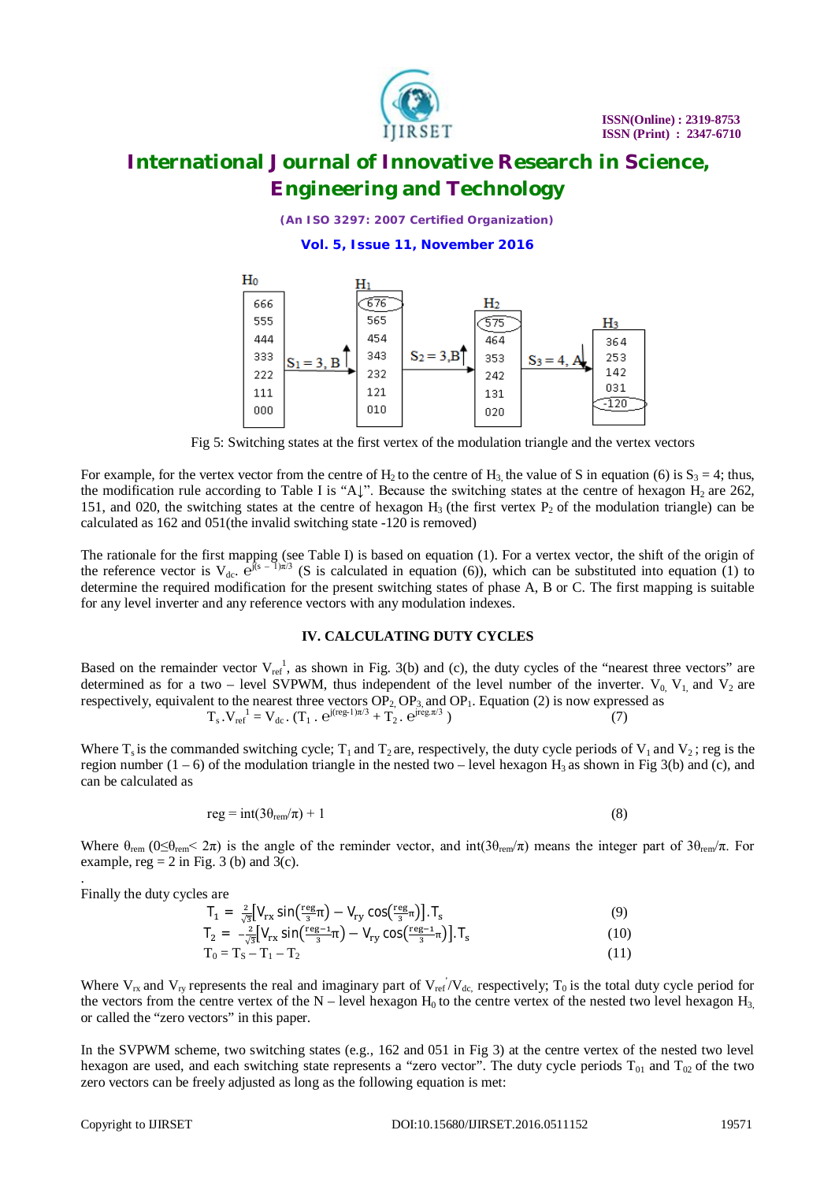| $H_0$ | | $H_1$ | | $H_2$ | | $H_3$ |
|---|---|---|---|---|---|---|
| 666 | | 676 | | 575 | | 364 |
| 555 | | 565 | | 464 | | 253 |
| 444 | | 454 | | 353 | | 142 |
| 333 | $S_1 = 3$, B↑ | 343 | $S_2 = 3$,B↑ | 242 | $S_3 = 4$, A↓ | 031 |
| 222 | | 232 | | 131 | | -120 |
| 111 | | 121 | | 020 | | |
| 000 | | 010 | | | | |

Fig 5: Switching states at the first vertex of the modulation triangle and the vertex vectors

For example, for the vertex vector from the centre of $H_2$ to the centre of $H_3$, the value of S in equation (6) is $S_3 = 4$; thus, the modification rule according to Table I is "A↓". Because the switching states at the centre of hexagon $H_2$ are 262, 151, and 020, the switching states at the centre of hexagon $H_3$ (the first vertex $P_2$ of the modulation triangle) can be calculated as 162 and 051(the invalid switching state -120 is removed)

The rationale for the first mapping (see Table I) is based on equation (1). For a vertex vector, the shift of the origin of the reference vector is $V_{dc}.\ e^{j(s-1)\pi/3}$ (S is calculated in equation (6)), which can be substituted into equation (1) to determine the required modification for the present switching states of phase A, B or C. The first mapping is suitable for any level inverter and any reference vectors with any modulation indexes.

## IV. CALCULATING DUTY CYCLES

Based on the remainder vector $V_{ref}^{1}$, as shown in Fig. 3(b) and (c), the duty cycles of the "nearest three vectors" are determined as for a two – level SVPWM, thus independent of the level number of the inverter. $V_0$, $V_1$, and $V_2$ are respectively, equivalent to the nearest three vectors $OP_2$, $OP_3$, and $OP_1$. Equation (2) is now expressed as

$$T_s . V_{ref}^{1} = V_{dc} . (T_1 . e^{j(reg-1)\pi/3} + T_2 . e^{jreg.\pi/3}) \qquad (7)$$

Where $T_s$ is the commanded switching cycle; $T_1$ and $T_2$ are, respectively, the duty cycle periods of $V_1$ and $V_2$; reg is the region number (1 – 6) of the modulation triangle in the nested two – level hexagon $H_3$ as shown in Fig 3(b) and (c), and can be calculated as

$$reg = int(3\theta_{rem}/\pi) + 1 \qquad (8)$$

Where $\theta_{rem}$ ($0 \leq \theta_{rem} < 2\pi$) is the angle of the reminder vector, and $int(3\theta_{rem}/\pi)$ means the integer part of $3\theta_{rem}/\pi$. For example, reg = 2 in Fig. 3 (b) and 3(c).

Finally the duty cycles are

$$T_1 = \frac{2}{\sqrt{3}}\left[V_{rx} \sin\left(\frac{reg}{3}\pi\right) - V_{ry} \cos\left(\frac{reg}{3}\pi\right)\right].T_s \qquad (9)$$

$$T_2 = -\frac{2}{\sqrt{3}}\left[V_{rx} \sin\left(\frac{reg-1}{3}\pi\right) - V_{ry} \cos\left(\frac{reg-1}{3}\pi\right)\right].T_s \qquad (10)$$

$$T_0 = T_S - T_1 - T_2 \qquad (11)$$

Where $V_{rx}$ and $V_{ry}$ represents the real and imaginary part of $V_{ref}'/V_{dc}$, respectively; $T_0$ is the total duty cycle period for the vectors from the centre vertex of the N – level hexagon $H_0$ to the centre vertex of the nested two level hexagon $H_3$, or called the "zero vectors" in this paper.

In the SVPWM scheme, two switching states (e.g., 162 and 051 in Fig 3) at the centre vertex of the nested two level hexagon are used, and each switching state represents a "zero vector". The duty cycle periods $T_{01}$ and $T_{02}$ of the two zero vectors can be freely adjusted as long as the following equation is met: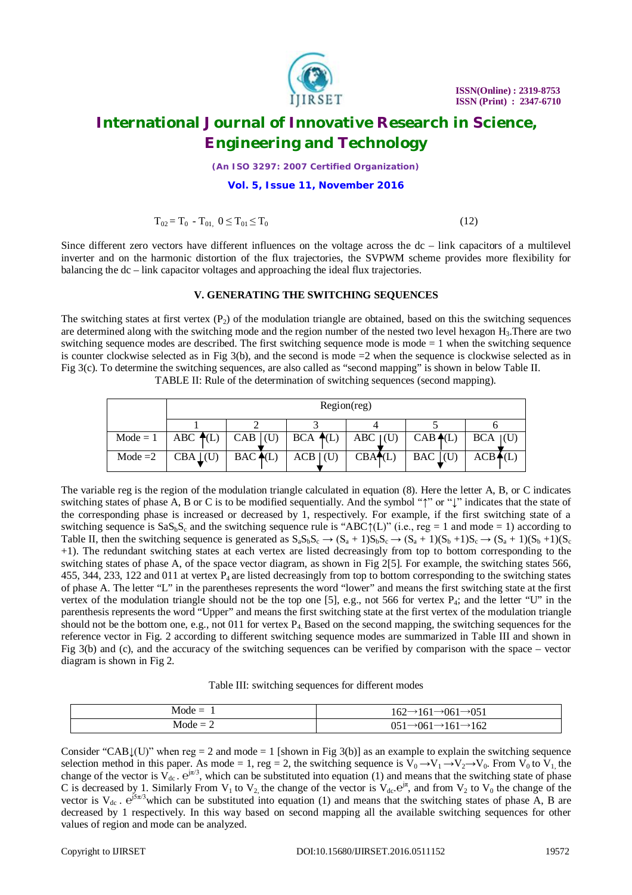$$T_{02} = T_0 - T_{01}, \; 0 \leq T_{01} \leq T_0 \tag{12}$$

Since different zero vectors have different influences on the voltage across the dc – link capacitors of a multilevel inverter and on the harmonic distortion of the flux trajectories, the SVPWM scheme provides more flexibility for balancing the dc – link capacitor voltages and approaching the ideal flux trajectories.

## V. GENERATING THE SWITCHING SEQUENCES

The switching states at first vertex ($P_2$) of the modulation triangle are obtained, based on this the switching sequences are determined along with the switching mode and the region number of the nested two level hexagon $H_3$.There are two switching sequence modes are described. The first switching sequence mode is mode = 1 when the switching sequence is counter clockwise selected as in Fig 3(b), and the second is mode =2 when the sequence is clockwise selected as in Fig 3(c). To determine the switching sequences, are also called as "second mapping" is shown in below Table II.

TABLE II: Rule of the determination of switching sequences (second mapping).

| | Region(reg) | | | | | |
|---|---|---|---|---|---|---|
| | 1 | 2 | 3 | 4 | 5 | 6 |
| Mode = 1 | ABC ↑(L) | CAB ↓(U) | BCA ↑(L) | ABC ↓(U) | CAB ↑(L) | BCA ↓(U) |
| Mode =2 | CBA ↓(U) | BAC ↑(L) | ACB ↓(U) | CBA ↑(L) | BAC ↓(U) | ACB ↑(L) |

The variable reg is the region of the modulation triangle calculated in equation (8). Here the letter A, B, or C indicates switching states of phase A, B or C is to be modified sequentially. And the symbol "↑" or "↓" indicates that the state of the corresponding phase is increased or decreased by 1, respectively. For example, if the first switching state of a switching sequence is $S_aS_bS_c$ and the switching sequence rule is "ABC↑(L)" (i.e., reg = 1 and mode = 1) according to Table II, then the switching sequence is generated as $S_aS_bS_c \rightarrow (S_a + 1)S_bS_c \rightarrow (S_a + 1)(S_b + 1)S_c \rightarrow (S_a + 1)(S_b + 1)(S_c + 1)$. The redundant switching states at each vertex are listed decreasingly from top to bottom corresponding to the switching states of phase A, of the space vector diagram, as shown in Fig 2[5]. For example, the switching states 566, 455, 344, 233, 122 and 011 at vertex $P_4$ are listed decreasingly from top to bottom corresponding to the switching states of phase A. The letter "L" in the parentheses represents the word "lower" and means the first switching state at the first vertex of the modulation triangle should not be the top one [5], e.g., not 566 for vertex $P_4$; and the letter "U" in the parenthesis represents the word "Upper" and means the first switching state at the first vertex of the modulation triangle should not be the bottom one, e.g., not 011 for vertex $P_4$. Based on the second mapping, the switching sequences for the reference vector in Fig. 2 according to different switching sequence modes are summarized in Table III and shown in Fig 3(b) and (c), and the accuracy of the switching sequences can be verified by comparison with the space – vector diagram is shown in Fig 2.

Table III: switching sequences for different modes

| Mode | Sequence |
|---|---|
| Mode = 1 | 162→161→061→051 |
| Mode = 2 | 051→061→161→162 |

Consider "CAB↓(U)" when reg = 2 and mode = 1 [shown in Fig 3(b)] as an example to explain the switching sequence selection method in this paper. As mode = 1, reg = 2, the switching sequence is $V_0 \rightarrow V_1 \rightarrow V_2 \rightarrow V_0$. From $V_0$ to $V_1$, the change of the vector is $V_{dc} \cdot e^{j\pi/3}$, which can be substituted into equation (1) and means that the switching state of phase C is decreased by 1. Similarly From $V_1$ to $V_2$, the change of the vector is $V_{dc} \cdot e^{j\pi}$, and from $V_2$ to $V_0$ the change of the vector is $V_{dc} \cdot e^{j5\pi/3}$ which can be substituted into equation (1) and means that the switching states of phase A, B are decreased by 1 respectively. In this way based on second mapping all the available switching sequences for other values of region and mode can be analyzed.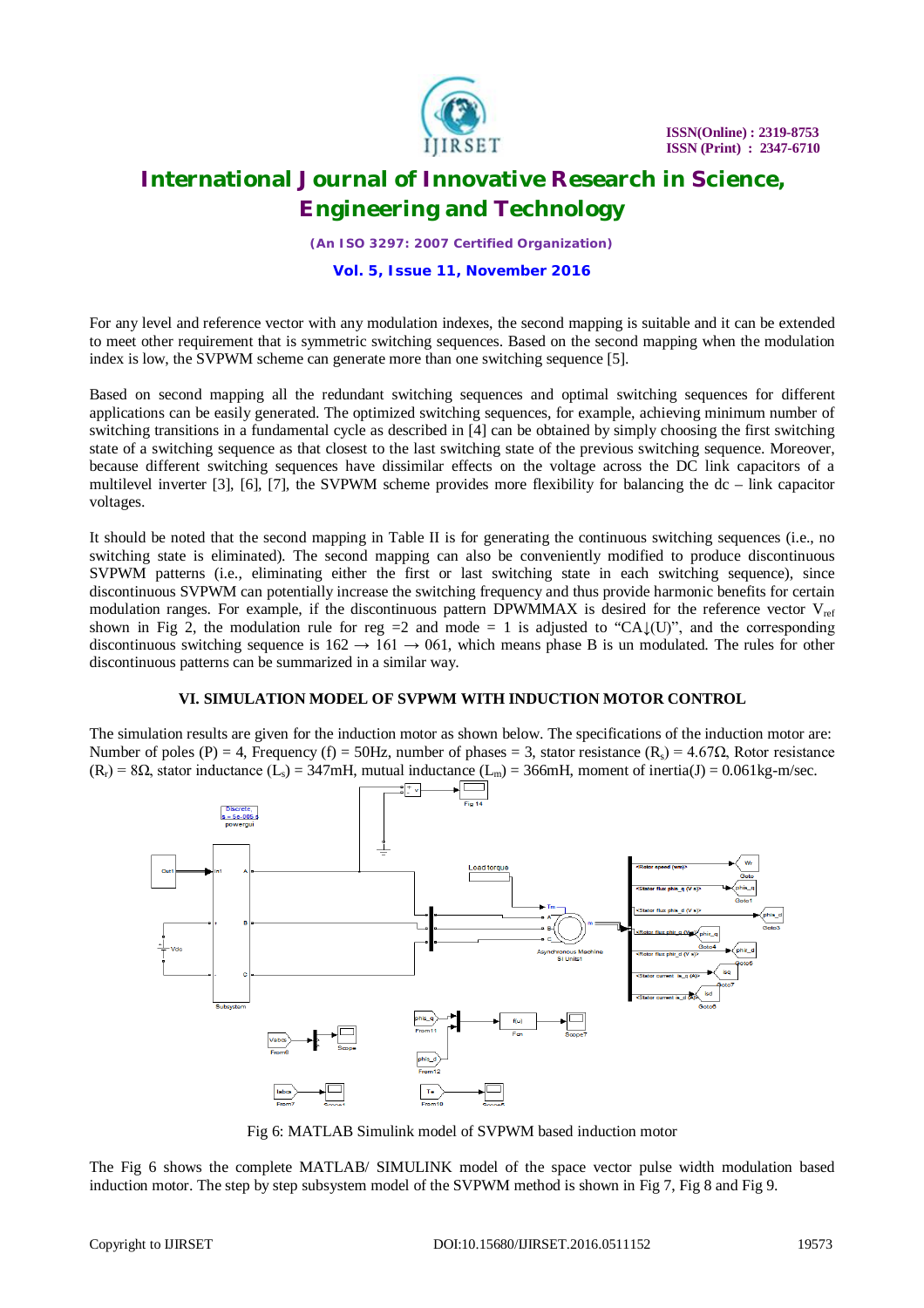For any level and reference vector with any modulation indexes, the second mapping is suitable and it can be extended to meet other requirement that is symmetric switching sequences. Based on the second mapping when the modulation index is low, the SVPWM scheme can generate more than one switching sequence [5].

Based on second mapping all the redundant switching sequences and optimal switching sequences for different applications can be easily generated. The optimized switching sequences, for example, achieving minimum number of switching transitions in a fundamental cycle as described in [4] can be obtained by simply choosing the first switching state of a switching sequence as that closest to the last switching state of the previous switching sequence. Moreover, because different switching sequences have dissimilar effects on the voltage across the DC link capacitors of a multilevel inverter [3], [6], [7], the SVPWM scheme provides more flexibility for balancing the dc – link capacitor voltages.

It should be noted that the second mapping in Table II is for generating the continuous switching sequences (i.e., no switching state is eliminated). The second mapping can also be conveniently modified to produce discontinuous SVPWM patterns (i.e., eliminating either the first or last switching state in each switching sequence), since discontinuous SVPWM can potentially increase the switching frequency and thus provide harmonic benefits for certain modulation ranges. For example, if the discontinuous pattern DPWMMAX is desired for the reference vector $V_{ref}$ shown in Fig 2, the modulation rule for reg =2 and mode = 1 is adjusted to "CA↓(U)", and the corresponding discontinuous switching sequence is 162 → 161 → 061, which means phase B is un modulated. The rules for other discontinuous patterns can be summarized in a similar way.

## VI. SIMULATION MODEL OF SVPWM WITH INDUCTION MOTOR CONTROL

The simulation results are given for the induction motor as shown below. The specifications of the induction motor are: Number of poles (P) = 4, Frequency (f) = 50Hz, number of phases = 3, stator resistance ($R_s$) = 4.67Ω, Rotor resistance ($R_r$) = 8Ω, stator inductance ($L_s$) = 347mH, mutual inductance ($L_m$) = 366mH, moment of inertia(J) = 0.061kg-m/sec.

Fig 6: MATLAB Simulink model of SVPWM based induction motor

The Fig 6 shows the complete MATLAB/ SIMULINK model of the space vector pulse width modulation based induction motor. The step by step subsystem model of the SVPWM method is shown in Fig 7, Fig 8 and Fig 9.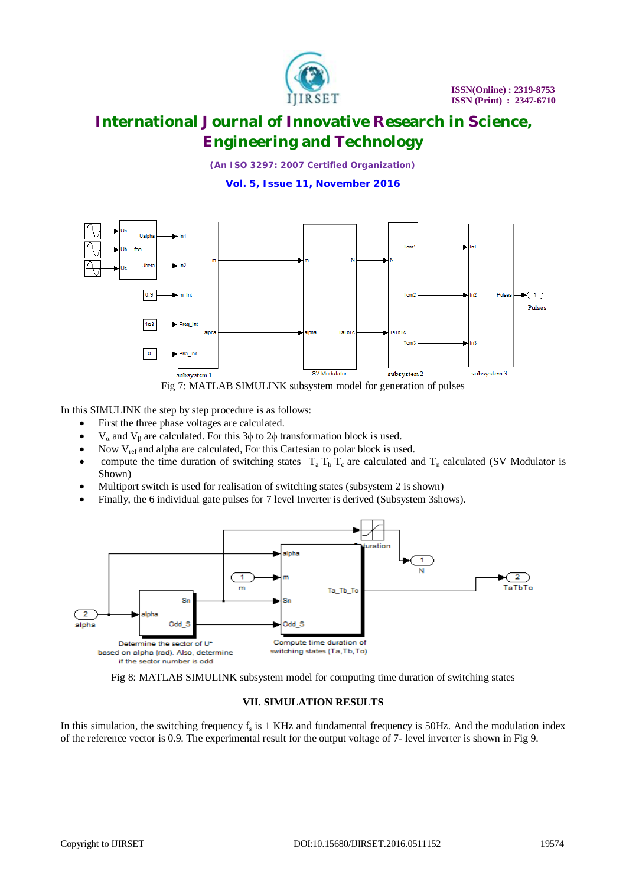Fig 7: MATLAB SIMULINK subsystem model for generation of pulses

In this SIMULINK the step by step procedure is as follows:

- First the three phase voltages are calculated.
- $V_\alpha$ and $V_\beta$ are calculated. For this 3ϕ to 2ϕ transformation block is used.
- Now $V_{ref}$ and alpha are calculated, For this Cartesian to polar block is used.
- compute the time duration of switching states $T_a$ $T_b$ $T_c$ are calculated and $T_n$ calculated (SV Modulator is Shown)
- Multiport switch is used for realisation of switching states (subsystem 2 is shown)
- Finally, the 6 individual gate pulses for 7 level Inverter is derived (Subsystem 3shows).

Fig 8: MATLAB SIMULINK subsystem model for computing time duration of switching states

### VII. SIMULATION RESULTS

In this simulation, the switching frequency $f_s$ is 1 KHz and fundamental frequency is 50Hz. And the modulation index of the reference vector is 0.9. The experimental result for the output voltage of 7- level inverter is shown in Fig 9.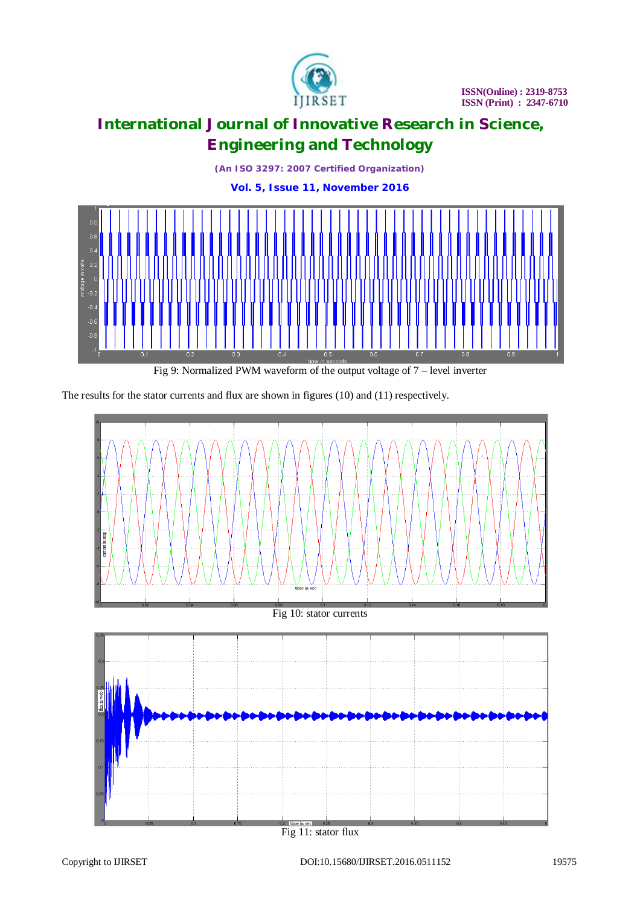Fig 9: Normalized PWM waveform of the output voltage of 7 – level inverter

The results for the stator currents and flux are shown in figures (10) and (11) respectively.

Fig 10: stator currents

Fig 11: stator flux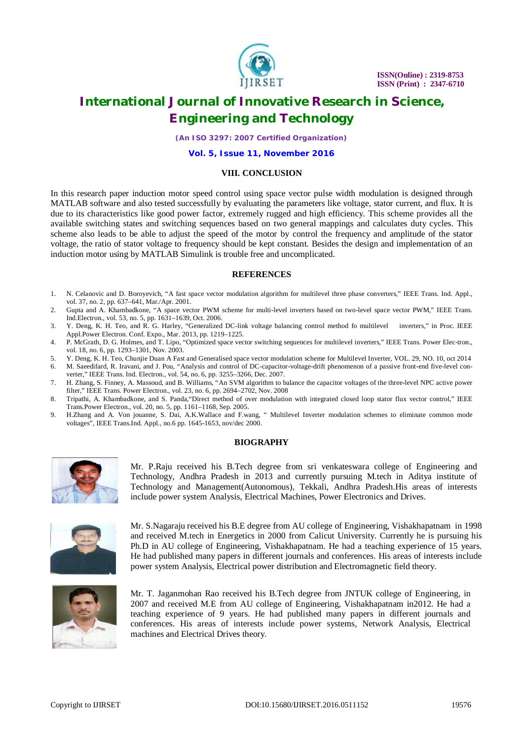## VIII. CONCLUSION

In this research paper induction motor speed control using space vector pulse width modulation is designed through MATLAB software and also tested successfully by evaluating the parameters like voltage, stator current, and flux. It is due to its characteristics like good power factor, extremely rugged and high efficiency. This scheme provides all the available switching states and switching sequences based on two general mappings and calculates duty cycles. This scheme also leads to be able to adjust the speed of the motor by control the frequency and amplitude of the stator voltage, the ratio of stator voltage to frequency should be kept constant. Besides the design and implementation of an induction motor using by MATLAB Simulink is trouble free and uncomplicated.

## REFERENCES

1. N. Celanovic and D. Boroyevich, "A fast space vector modulation algorithm for multilevel three phase converters," IEEE Trans. Ind. Appl., vol. 37, no. 2, pp. 637–641, Mar./Apr. 2001.
2. Gupta and A. Khambadkone, "A space vector PWM scheme for multi-level inverters based on two-level space vector PWM," IEEE Trans. Ind.Electron., vol. 53, no. 5, pp. 1631–1639, Oct. 2006.
3. Y. Deng, K. H. Teo, and R. G. Harley, "Generalized DC-link voltage balancing control method fo multilevel inverters," in Proc. IEEE Appl.Power Electron. Conf. Expo., Mar. 2013, pp. 1219–1225.
4. P. McGrath, D. G. Holmes, and T. Lipo, "Optimized space vector switching sequences for multilevel inverters," IEEE Trans. Power Elec-tron., vol. 18, no. 6, pp. 1293–1301, Nov. 2003.
5. Y. Deng, K. H. Teo, Chunjie Duan A Fast and Generalised space vector modulation scheme for Multilevel Inverter, VOL. 29, NO. 10, oct 2014
6. M. Saeedifard, R. Iravani, and J. Pou, "Analysis and control of DC-capacitor-voltage-drift phenomenon of a passive front-end five-level con-verter," IEEE Trans. Ind. Electron., vol. 54, no. 6, pp. 3255–3266, Dec. 2007.
7. H. Zhang, S. Finney, A. Massoud, and B. Williams, "An SVM algorithm to balance the capacitor voltages of the three-level NPC active power filter," IEEE Trans. Power Electron., vol. 23, no. 6, pp. 2694–2702, Nov. 2008
8. Tripathi, A. Khambadkone, and S. Panda,"Direct method of over modulation with integrated closed loop stator flux vector control," IEEE Trans.Power Electron., vol. 20, no. 5, pp. 1161–1168, Sep. 2005.
9. H.Zhang and A. Von jouanne, S. Dai, A.K.Wallace and F.wang, " Multilevel Inverter modulation schemes to eliminate common mode voltages", IEEE Trans.Ind. Appl., no.6 pp. 1645-1653, nov/dec 2000.

## BIOGRAPHY

Mr. P.Raju received his B.Tech degree from sri venkateswara college of Engineering and Technology, Andhra Pradesh in 2013 and currently pursuing M.tech in Aditya institute of Technology and Management(Autonomous), Tekkali, Andhra Pradesh.His areas of interests include power system Analysis, Electrical Machines, Power Electronics and Drives.

Mr. S.Nagaraju received his B.E degree from AU college of Engineering, Vishakhapatnam in 1998 and received M.tech in Energetics in 2000 from Calicut University. Currently he is pursuing his Ph.D in AU college of Engineering, Vishakhapatnam. He had a teaching experience of 15 years. He had published many papers in different journals and conferences. His areas of interests include power system Analysis, Electrical power distribution and Electromagnetic field theory.

Mr. T. Jaganmohan Rao received his B.Tech degree from JNTUK college of Engineering, in 2007 and received M.E from AU college of Engineering, Vishakhapatnam in2012. He had a teaching experience of 9 years. He had published many papers in different journals and conferences. His areas of interests include power systems, Network Analysis, Electrical machines and Electrical Drives theory.